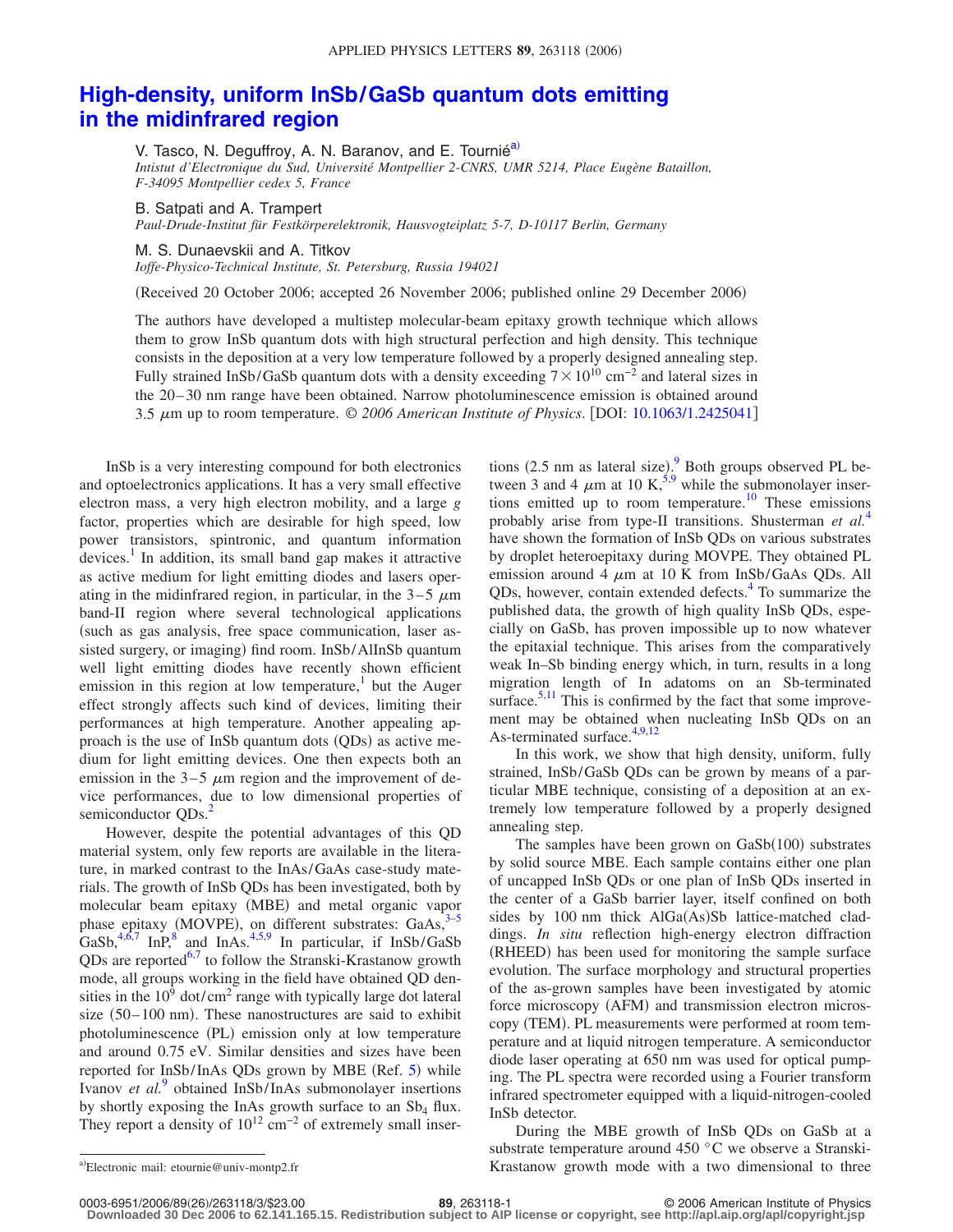# High-density, uniform InSb/GaSb quantum dots emitting in the midinfrared region

V. Tasco, N. Deguffroy, A. N. Baranov, and E. Tournié[a]
*Intistut d'Electronique du Sud, Université Montpellier 2-CNRS, UMR 5214, Place Eugène Bataillon, F-34095 Montpellier cedex 5, France*

B. Satpati and A. Trampert
*Paul-Drude-Institut für Festkörperelektronik, Hausvogteiplatz 5-7, D-10117 Berlin, Germany*

M. S. Dunaevskii and A. Titkov
*Ioffe-Physico-Technical Institute, St. Petersburg, Russia 194021*

(Received 20 October 2006; accepted 26 November 2006; published online 29 December 2006)

The authors have developed a multistep molecular-beam epitaxy growth technique which allows them to grow InSb quantum dots with high structural perfection and high density. This technique consists in the deposition at a very low temperature followed by a properly designed annealing step. Fully strained InSb/GaSb quantum dots with a density exceeding $7\times10^{10}$ cm$^{-2}$ and lateral sizes in the 20–30 nm range have been obtained. Narrow photoluminescence emission is obtained around 3.5 $\mu$m up to room temperature. *© 2006 American Institute of Physics*. [DOI: 10.1063/1.2425041]

InSb is a very interesting compound for both electronics and optoelectronics applications. It has a very small effective electron mass, a very high electron mobility, and a large $g$ factor, properties which are desirable for high speed, low power transistors, spintronic, and quantum information devices.[1] In addition, its small band gap makes it attractive as active medium for light emitting diodes and lasers operating in the midinfrared region, in particular, in the 3–5 $\mu$m band-II region where several technological applications (such as gas analysis, free space communication, laser assisted surgery, or imaging) find room. InSb/AlInSb quantum well light emitting diodes have recently shown efficient emission in this region at low temperature,[1] but the Auger effect strongly affects such kind of devices, limiting their performances at high temperature. Another appealing approach is the use of InSb quantum dots (QDs) as active medium for light emitting devices. One then expects both an emission in the 3–5 $\mu$m region and the improvement of device performances, due to low dimensional properties of semiconductor QDs.[2]

However, despite the potential advantages of this QD material system, only few reports are available in the literature, in marked contrast to the InAs/GaAs case-study materials. The growth of InSb QDs has been investigated, both by molecular beam epitaxy (MBE) and metal organic vapor phase epitaxy (MOVPE), on different substrates: GaAs,[3–5] GaSb,[4,6,7] InP,[8] and InAs.[4,5,9] In particular, if InSb/GaSb QDs are reported[6,7] to follow the Stranski-Krastanow growth mode, all groups working in the field have obtained QD densities in the $10^9$ dot/cm$^2$ range with typically large dot lateral size (50–100 nm). These nanostructures are said to exhibit photoluminescence (PL) emission only at low temperature and around 0.75 eV. Similar densities and sizes have been reported for InSb/InAs QDs grown by MBE (Ref. 5) while Ivanov *et al.*[9] obtained InSb/InAs submonolayer insertions by shortly exposing the InAs growth surface to an $Sb_4$ flux. They report a density of $10^{12}$ cm$^{-2}$ of extremely small insertions (2.5 nm as lateral size).[9] Both groups observed PL between 3 and 4 $\mu$m at 10 K,[5,9] while the submonolayer insertions emitted up to room temperature.[10] These emissions probably arise from type-II transitions. Shusterman *et al.*[4] have shown the formation of InSb QDs on various substrates by droplet heteroepitaxy during MOVPE. They obtained PL emission around 4 $\mu$m at 10 K from InSb/GaAs QDs. All QDs, however, contain extended defects.[4] To summarize the published data, the growth of high quality InSb QDs, especially on GaSb, has proven impossible up to now whatever the epitaxial technique. This arises from the comparatively weak In–Sb binding energy which, in turn, results in a long migration length of In adatoms on an Sb-terminated surface.[5,11] This is confirmed by the fact that some improvement may be obtained when nucleating InSb QDs on an As-terminated surface.[4,9,12]

In this work, we show that high density, uniform, fully strained, InSb/GaSb QDs can be grown by means of a particular MBE technique, consisting of a deposition at an extremely low temperature followed by a properly designed annealing step.

The samples have been grown on GaSb(100) substrates by solid source MBE. Each sample contains either one plan of uncapped InSb QDs or one plan of InSb QDs inserted in the center of a GaSb barrier layer, itself confined on both sides by 100 nm thick AlGa(As)Sb lattice-matched claddings. *In situ* reflection high-energy electron diffraction (RHEED) has been used for monitoring the sample surface evolution. The surface morphology and structural properties of the as-grown samples have been investigated by atomic force microscopy (AFM) and transmission electron microscopy (TEM). PL measurements were performed at room temperature and at liquid nitrogen temperature. A semiconductor diode laser operating at 650 nm was used for optical pumping. The PL spectra were recorded using a Fourier transform infrared spectrometer equipped with a liquid-nitrogen-cooled InSb detector.

During the MBE growth of InSb QDs on GaSb at a substrate temperature around 450 °C we observe a Stranski-Krastanow growth mode with a two dimensional to three

[a]Electronic mail: etournie@univ-montp2.fr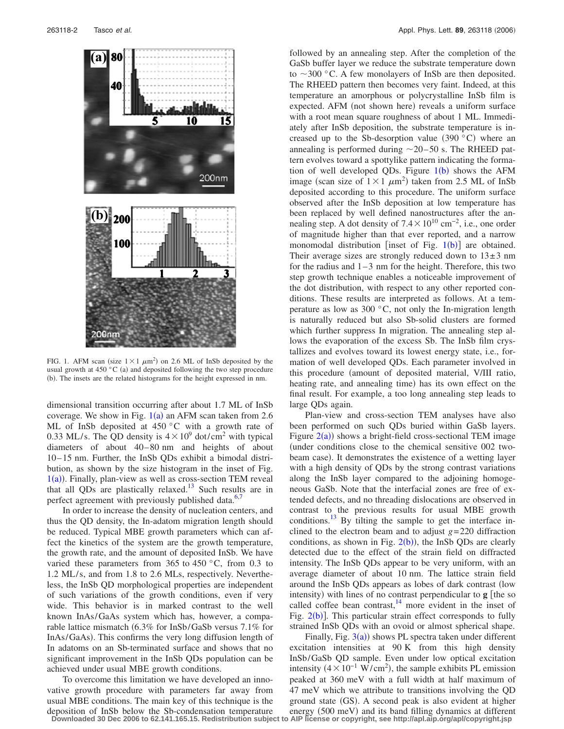FIG. 1. AFM scan (size $1 \times 1\ \mu m^2$) on 2.6 ML of InSb deposited by the usual growth at 450 °C (a) and deposited following the two step procedure (b). The insets are the related histograms for the height expressed in nm.

dimensional transition occurring after about 1.7 ML of InSb coverage. We show in Fig. 1(a) an AFM scan taken from 2.6 ML of InSb deposited at 450 °C with a growth rate of 0.33 ML/s. The QD density is $4 \times 10^9$ dot/cm$^2$ with typical diameters of about 40–80 nm and heights of about 10–15 nm. Further, the InSb QDs exhibit a bimodal distribution, as shown by the size histogram in the inset of Fig. 1(a)). Finally, plan-view as well as cross-section TEM reveal that all QDs are plastically relaxed.[13] Such results are in perfect agreement with previously published data.[6,7]

In order to increase the density of nucleation centers, and thus the QD density, the In-adatom migration length should be reduced. Typical MBE growth parameters which can affect the kinetics of the system are the growth temperature, the growth rate, and the amount of deposited InSb. We have varied these parameters from 365 to 450 °C, from 0.3 to 1.2 ML/s, and from 1.8 to 2.6 MLs, respectively. Nevertheless, the InSb QD morphological properties are independent of such variations of the growth conditions, even if very wide. This behavior is in marked contrast to the well known InAs/GaAs system which has, however, a comparable lattice mismatch (6.3% for InSb/GaSb versus 7.1% for InAs/GaAs). This confirms the very long diffusion length of In adatoms on an Sb-terminated surface and shows that no significant improvement in the InSb QDs population can be achieved under usual MBE growth conditions.

To overcome this limitation we have developed an innovative growth procedure with parameters far away from usual MBE conditions. The main key of this technique is the deposition of InSb below the Sb-condensation temperature followed by an annealing step. After the completion of the GaSb buffer layer we reduce the substrate temperature down to ~300 °C. A few monolayers of InSb are then deposited. The RHEED pattern then becomes very faint. Indeed, at this temperature an amorphous or polycrystalline InSb film is expected. AFM (not shown here) reveals a uniform surface with a root mean square roughness of about 1 ML. Immediately after InSb deposition, the substrate temperature is increased up to the Sb-desorption value (390 °C) where an annealing is performed during ~20–50 s. The RHEED pattern evolves toward a spottylike pattern indicating the formation of well developed QDs. Figure 1(b) shows the AFM image (scan size of $1 \times 1\ \mu m^2$) taken from 2.5 ML of InSb deposited according to this procedure. The uniform surface observed after the InSb deposition at low temperature has been replaced by well defined nanostructures after the annealing step. A dot density of $7.4 \times 10^{10}$ cm$^{-2}$, i.e., one order of magnitude higher than that ever reported, and a narrow monomodal distribution [inset of Fig. 1(b)] are obtained. Their average sizes are strongly reduced down to $13 \pm 3$ nm for the radius and 1–3 nm for the height. Therefore, this two step growth technique enables a noticeable improvement of the dot distribution, with respect to any other reported conditions. These results are interpreted as follows. At a temperature as low as 300 °C, not only the In-migration length is naturally reduced but also Sb-solid clusters are formed which further suppress In migration. The annealing step allows the evaporation of the excess Sb. The InSb film crystallizes and evolves toward its lowest energy state, i.e., formation of well developed QDs. Each parameter involved in this procedure (amount of deposited material, V/III ratio, heating rate, and annealing time) has its own effect on the final result. For example, a too long annealing step leads to large QDs again.

Plan-view and cross-section TEM analyses have also been performed on such QDs buried within GaSb layers. Figure 2(a)) shows a bright-field cross-sectional TEM image (under conditions close to the chemical sensitive 002 two-beam case). It demonstrates the existence of a wetting layer with a high density of QDs by the strong contrast variations along the InSb layer compared to the adjoining homogeneous GaSb. Note that the interfacial zones are free of extended defects, and no threading dislocations are observed in contrast to the previous results for usual MBE growth conditions.[13] By tilting the sample to get the interface inclined to the electron beam and to adjust $g = 220$ diffraction conditions, as shown in Fig. 2(b)), the InSb QDs are clearly detected due to the effect of the strain field on diffracted intensity. The InSb QDs appear to be very uniform, with an average diameter of about 10 nm. The lattice strain field around the InSb QDs appears as lobes of dark contrast (low intensity) with lines of no contrast perpendicular to $\mathbf{g}$ [the so called coffee bean contrast,[14] more evident in the inset of Fig. 2(b)]. This particular strain effect corresponds to fully strained InSb QDs with an ovoid or almost spherical shape.

Finally, Fig. 3(a)) shows PL spectra taken under different excitation intensities at 90 K from this high density InSb/GaSb QD sample. Even under low optical excitation intensity ($4 \times 10^{-1}$ W/cm$^2$), the sample exhibits PL emission peaked at 360 meV with a full width at half maximum of 47 meV which we attribute to transitions involving the QD ground state (GS). A second peak is also evident at higher energy (500 meV) and its band filling dynamics at different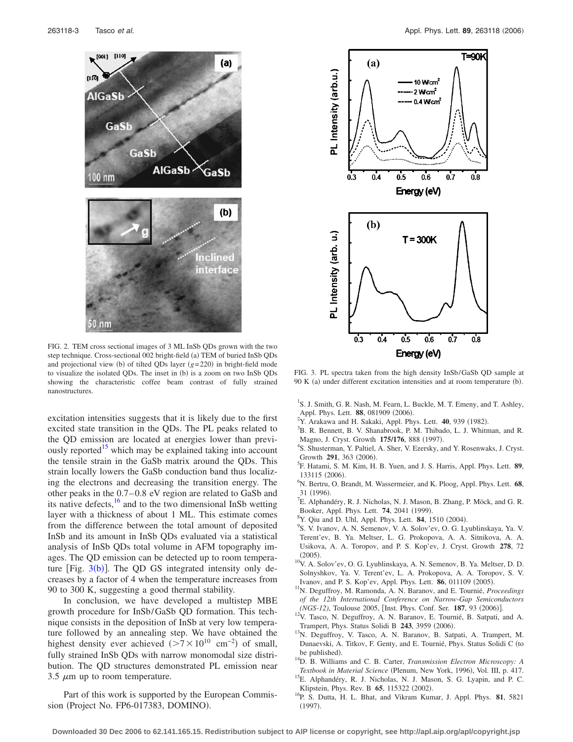(a)

AlGaSb

GaSb

GaSb

AlGaSb

GaSb

100 nm

(b)

g

Inclined interface

50 nm

FIG. 2. TEM cross sectional images of 3 ML InSb QDs grown with the two step technique. Cross-sectional 002 bright-field (a) TEM of buried InSb QDs and projectional view (b) of tilted QDs layer ($g$=220) in bright-field mode to visualize the isolated QDs. The inset in (b) is a zoom on two InSb QDs showing the characteristic coffee beam contrast of fully strained nanostructures.

(a)

T=90K

10 W/cm²

2 W/cm²

0.4 W/cm²

PL Intensity (arb.u.)

Energy (eV)

0.3 0.4 0.5 0.6 0.7 0.8

(b)

T = 300K

PL Intensity (arb. u.)

Energy (eV)

0.3 0.4 0.5 0.6 0.7 0.8

FIG. 3. PL spectra taken from the high density InSb/GaSb QD sample at 90 K (a) under different excitation intensities and at room temperature (b).

excitation intensities suggests that it is likely due to the first excited state transition in the QDs. The PL peaks related to the QD emission are located at energies lower than previously reported[15] which may be explained taking into account the tensile strain in the GaSb matrix around the QDs. This strain locally lowers the GaSb conduction band thus localizing the electrons and decreasing the transition energy. The other peaks in the 0.7–0.8 eV region are related to GaSb and its native defects,[16] and to the two dimensional InSb wetting layer with a thickness of about 1 ML. This estimate comes from the difference between the total amount of deposited InSb and its amount in InSb QDs evaluated via a statistical analysis of InSb QDs total volume in AFM topography images. The QD emission can be detected up to room temperature [Fig. 3(b)]. The QD GS integrated intensity only decreases by a factor of 4 when the temperature increases from 90 to 300 K, suggesting a good thermal stability.

In conclusion, we have developed a multistep MBE growth procedure for InSb/GaSb QD formation. This technique consists in the deposition of InSb at very low temperature followed by an annealing step. We have obtained the highest density ever achieved ($>7\times10^{10}$ cm$^{-2}$) of small, fully strained InSb QDs with narrow monomodal size distribution. The QD structures demonstrated PL emission near 3.5 $\mu$m up to room temperature.

Part of this work is supported by the European Commission (Project No. FP6-017383, DOMINO).

[1] S. J. Smith, G. R. Nash, M. Fearn, L. Buckle, M. T. Emeny, and T. Ashley, Appl. Phys. Lett. **88**, 081909 (2006).

[2] Y. Arakawa and H. Sakaki, Appl. Phys. Lett. **40**, 939 (1982).

[3] B. R. Bennett, B. V. Shanabrook, P. M. Thibado, L. J. Whitman, and R. Magno, J. Cryst. Growth **175/176**, 888 (1997).

[4] S. Shusterman, Y. Paltiel, A. Sher, V. Ezersky, and Y. Rosenwaks, J. Cryst. Growth **291**, 363 (2006).

[5] F. Hatami, S. M. Kim, H. B. Yuen, and J. S. Harris, Appl. Phys. Lett. **89**, 133115 (2006).

[6] N. Bertru, O. Brandt, M. Wassermeier, and K. Ploog, Appl. Phys. Lett. **68**, 31 (1996).

[7] E. Alphandéry, R. J. Nicholas, N. J. Mason, B. Zhang, P. Möck, and G. R. Booker, Appl. Phys. Lett. **74**, 2041 (1999).

[8] Y. Qiu and D. Uhl, Appl. Phys. Lett. **84**, 1510 (2004).

[9] S. V. Ivanov, A. N. Semenov, V. A. Solov'ev, O. G. Lyublinskaya, Ya. V. Terent'ev, B. Ya. Meltser, L. G. Prokopova, A. A. Sitnikova, A. A. Usikova, A. A. Toropov, and P. S. Kop'ev, J. Cryst. Growth **278**, 72 (2005).

[10] V. A. Solov'ev, O. G. Lyublinskaya, A. N. Semenov, B. Ya. Meltser, D. D. Solnyshkov, Ya. V. Terent'ev, L. A. Prokopova, A. A. Toropov, S. V. Ivanov, and P. S. Kop'ev, Appl. Phys. Lett. **86**, 011109 (2005).

[11] N. Deguffroy, M. Ramonda, A. N. Baranov, and E. Tournié, *Proceedings of the 12th International Conference on Narrow-Gap Semiconductors (NGS-12)*, Toulouse 2005, [Inst. Phys. Conf. Ser. **187**, 93 (2006)].

[12] V. Tasco, N. Deguffroy, A. N. Baranov, E. Tournié, B. Satpati, and A. Trampert, Phys. Status Solidi B **243**, 3959 (2006).

[13] N. Deguffroy, V. Tasco, A. N. Baranov, B. Satpati, A. Trampert, M. Dunaevski, A. Titkov, F. Genty, and E. Tournié, Phys. Status Solidi C (to be published).

[14] D. B. Williams and C. B. Carter, *Transmission Electron Microscopy: A Textbook in Material Science* (Plenum, New York, 1996), Vol. III, p. 417.

[15] E. Alphandéry, R. J. Nicholas, N. J. Mason, S. G. Lyapin, and P. C. Klipstein, Phys. Rev. B **65**, 115322 (2002).

[16] P. S. Dutta, H. L. Bhat, and Vikram Kumar, J. Appl. Phys. **81**, 5821 (1997).